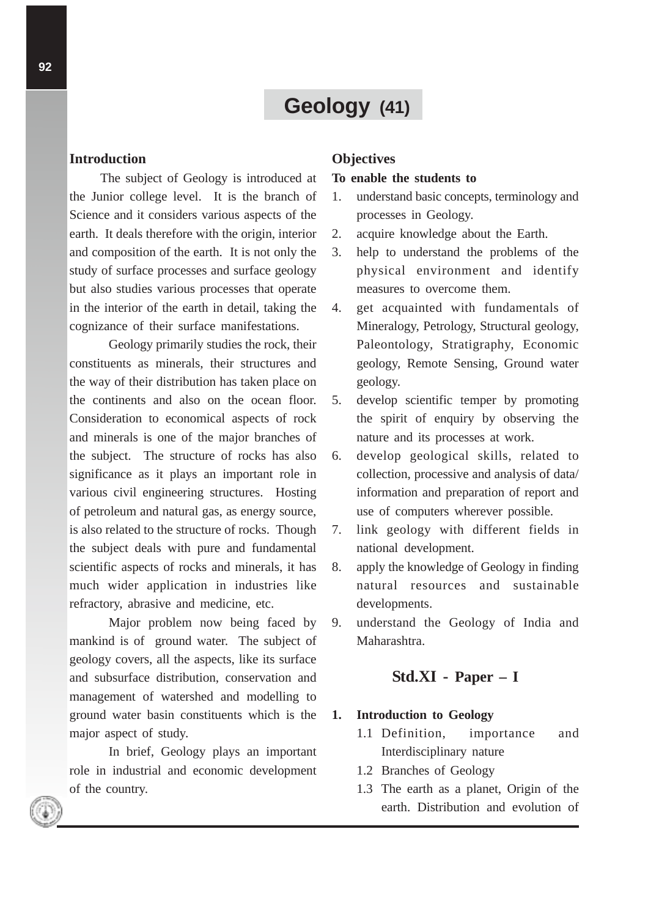# Geology (41)

## Introduction

The subject of Geology is introduced at the Junior college level. It is the branch of Science and it considers various aspects of the earth. It deals therefore with the origin, interior and composition of the earth. It is not only the study of surface processes and surface geology but also studies various processes that operate in the interior of the earth in detail, taking the cognizance of their surface manifestations.

Geology primarily studies the rock, their constituents as minerals, their structures and the way of their distribution has taken place on the continents and also on the ocean floor. Consideration to economical aspects of rock and minerals is one of the major branches of the subject. The structure of rocks has also significance as it plays an important role in various civil engineering structures. Hosting of petroleum and natural gas, as energy source, is also related to the structure of rocks. Though the subject deals with pure and fundamental scientific aspects of rocks and minerals, it has much wider application in industries like refractory, abrasive and medicine, etc.

Major problem now being faced by mankind is of ground water. The subject of geology covers, all the aspects, like its surface and subsurface distribution, conservation and management of watershed and modelling to ground water basin constituents which is the major aspect of study.

In brief, Geology plays an important role in industrial and economic development of the country.

## Objectives

**To enable the students to**

1. understand basic concepts, terminology and processes in Geology.
2. acquire knowledge about the Earth.
3. help to understand the problems of the physical environment and identify measures to overcome them.
4. get acquainted with fundamentals of Mineralogy, Petrology, Structural geology, Paleontology, Stratigraphy, Economic geology, Remote Sensing, Ground water geology.
5. develop scientific temper by promoting the spirit of enquiry by observing the nature and its processes at work.
6. develop geological skills, related to collection, processive and analysis of data/ information and preparation of report and use of computers wherever possible.
7. link geology with different fields in national development.
8. apply the knowledge of Geology in finding natural resources and sustainable developments.
9. understand the Geology of India and Maharashtra.

## Std.XI - Paper – I

**1. Introduction to Geology**

1.1 Definition, importance and Interdisciplinary nature

1.2 Branches of Geology

1.3 The earth as a planet, Origin of the earth. Distribution and evolution of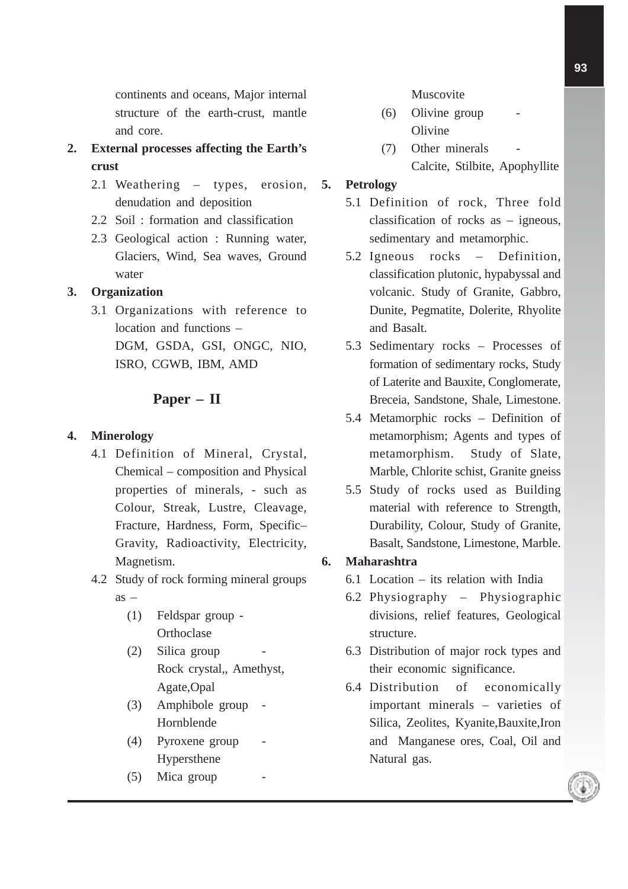continents and oceans, Major internal structure of the earth-crust, mantle and core.

**2. External processes affecting the Earth's crust**

2.1 Weathering – types, erosion, denudation and deposition

2.2 Soil : formation and classification

2.3 Geological action : Running water, Glaciers, Wind, Sea waves, Ground water

**3. Organization**

3.1 Organizations with reference to location and functions –
DGM, GSDA, GSI, ONGC, NIO, ISRO, CGWB, IBM, AMD

## Paper – II

**4. Minerology**

4.1 Definition of Mineral, Crystal, Chemical – composition and Physical properties of minerals, - such as Colour, Streak, Lustre, Cleavage, Fracture, Hardness, Form, Specific–Gravity, Radioactivity, Electricity, Magnetism.

4.2 Study of rock forming mineral groups as –

(1) Feldspar group - Orthoclase

(2) Silica group - Rock crystal,, Amethyst, Agate,Opal

(3) Amphibole group - Hornblende

(4) Pyroxene group - Hypersthene

(5) Mica group - Muscovite

(6) Olivine group - Olivine

(7) Other minerals - Calcite, Stilbite, Apophyllite

**5. Petrology**

5.1 Definition of rock, Three fold classification of rocks as – igneous, sedimentary and metamorphic.

5.2 Igneous rocks – Definition, classification plutonic, hypabyssal and volcanic. Study of Granite, Gabbro, Dunite, Pegmatite, Dolerite, Rhyolite and Basalt.

5.3 Sedimentary rocks – Processes of formation of sedimentary rocks, Study of Laterite and Bauxite, Conglomerate, Breceia, Sandstone, Shale, Limestone.

5.4 Metamorphic rocks – Definition of metamorphism; Agents and types of metamorphism. Study of Slate, Marble, Chlorite schist, Granite gneiss

5.5 Study of rocks used as Building material with reference to Strength, Durability, Colour, Study of Granite, Basalt, Sandstone, Limestone, Marble.

**6. Maharashtra**

6.1 Location – its relation with India

6.2 Physiography – Physiographic divisions, relief features, Geological structure.

6.3 Distribution of major rock types and their economic significance.

6.4 Distribution of economically important minerals – varieties of Silica, Zeolites, Kyanite,Bauxite,Iron and Manganese ores, Coal, Oil and Natural gas.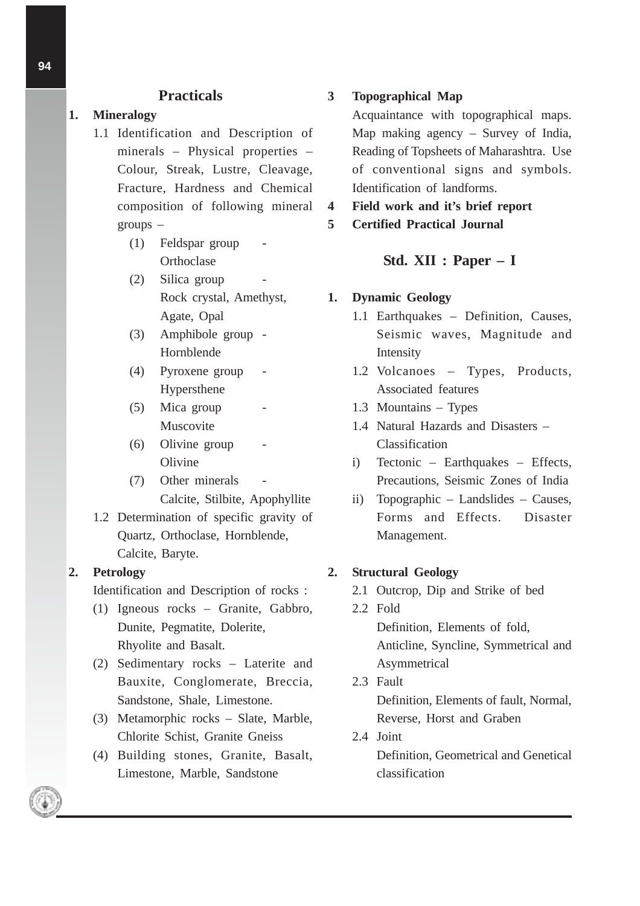## Practicals

**1. Mineralogy**

1.1 Identification and Description of minerals – Physical properties – Colour, Streak, Lustre, Cleavage, Fracture, Hardness and Chemical composition of following mineral groups –

(1) Feldspar group - Orthoclase

(2) Silica group - Rock crystal, Amethyst, Agate, Opal

(3) Amphibole group - Hornblende

(4) Pyroxene group - Hypersthene

(5) Mica group - Muscovite

(6) Olivine group - Olivine

(7) Other minerals - Calcite, Stilbite, Apophyllite

1.2 Determination of specific gravity of Quartz, Orthoclase, Hornblende, Calcite, Baryte.

**2. Petrology**

Identification and Description of rocks :

(1) Igneous rocks – Granite, Gabbro, Dunite, Pegmatite, Dolerite, Rhyolite and Basalt.

(2) Sedimentary rocks – Laterite and Bauxite, Conglomerate, Breccia, Sandstone, Shale, Limestone.

(3) Metamorphic rocks – Slate, Marble, Chlorite Schist, Granite Gneiss

(4) Building stones, Granite, Basalt, Limestone, Marble, Sandstone

**3 Topographical Map**

Acquaintance with topographical maps. Map making agency – Survey of India, Reading of Topsheets of Maharashtra. Use of conventional signs and symbols. Identification of landforms.

**4 Field work and it's brief report**

**5 Certified Practical Journal**

## Std. XII : Paper – I

**1. Dynamic Geology**

1.1 Earthquakes – Definition, Causes, Seismic waves, Magnitude and Intensity

1.2 Volcanoes – Types, Products, Associated features

1.3 Mountains – Types

1.4 Natural Hazards and Disasters – Classification

i) Tectonic – Earthquakes – Effects, Precautions, Seismic Zones of India

ii) Topographic – Landslides – Causes, Forms and Effects. Disaster Management.

**2. Structural Geology**

2.1 Outcrop, Dip and Strike of bed

2.2 Fold

Definition, Elements of fold, Anticline, Syncline, Symmetrical and Asymmetrical

2.3 Fault

Definition, Elements of fault, Normal, Reverse, Horst and Graben

2.4 Joint

Definition, Geometrical and Genetical classification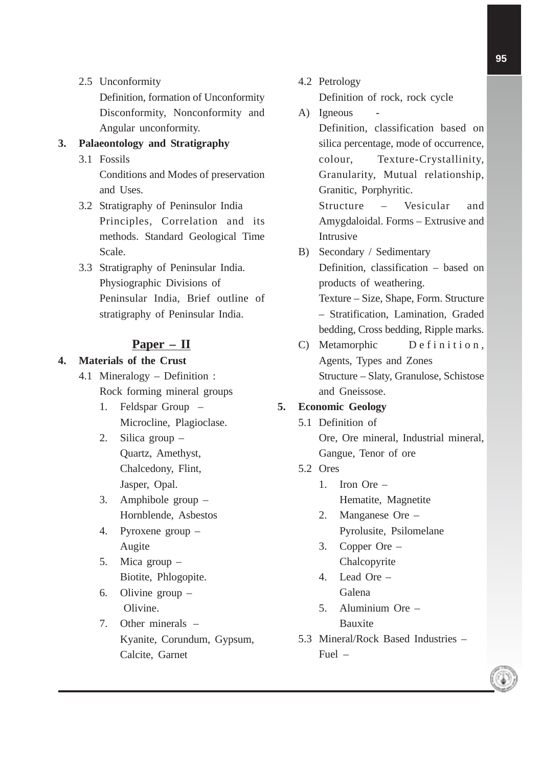2.5 Unconformity

Definition, formation of Unconformity Disconformity, Nonconformity and Angular unconformity.

**3. Palaeontology and Stratigraphy**

3.1 Fossils

Conditions and Modes of preservation and Uses.

3.2 Stratigraphy of Peninsulor India

Principles, Correlation and its methods. Standard Geological Time Scale.

3.3 Stratigraphy of Peninsular India.

Physiographic Divisions of Peninsular India, Brief outline of stratigraphy of Peninsular India.

## Paper – II

**4. Materials of the Crust**

4.1 Mineralogy – Definition :

Rock forming mineral groups

1. Feldspar Group – Microcline, Plagioclase.
2. Silica group – Quartz, Amethyst, Chalcedony, Flint, Jasper, Opal.
3. Amphibole group – Hornblende, Asbestos
4. Pyroxene group – Augite
5. Mica group – Biotite, Phlogopite.
6. Olivine group – Olivine.
7. Other minerals – Kyanite, Corundum, Gypsum, Calcite, Garnet

4.2 Petrology

Definition of rock, rock cycle

A) Igneous -

Definition, classification based on silica percentage, mode of occurrence, colour, Texture-Crystallinity, Granularity, Mutual relationship, Granitic, Porphyritic.

Structure – Vesicular and Amygdaloidal. Forms – Extrusive and Intrusive

B) Secondary / Sedimentary

Definition, classification – based on products of weathering.

Texture – Size, Shape, Form. Structure – Stratification, Lamination, Graded bedding, Cross bedding, Ripple marks.

C) Metamorphic Definition, Agents, Types and Zones

Structure – Slaty, Granulose, Schistose and Gneissose.

**5. Economic Geology**

5.1 Definition of

Ore, Ore mineral, Industrial mineral, Gangue, Tenor of ore

5.2 Ores

1. Iron Ore – Hematite, Magnetite
2. Manganese Ore – Pyrolusite, Psilomelane
3. Copper Ore – Chalcopyrite
4. Lead Ore – Galena
5. Aluminium Ore – Bauxite

5.3 Mineral/Rock Based Industries –

Fuel –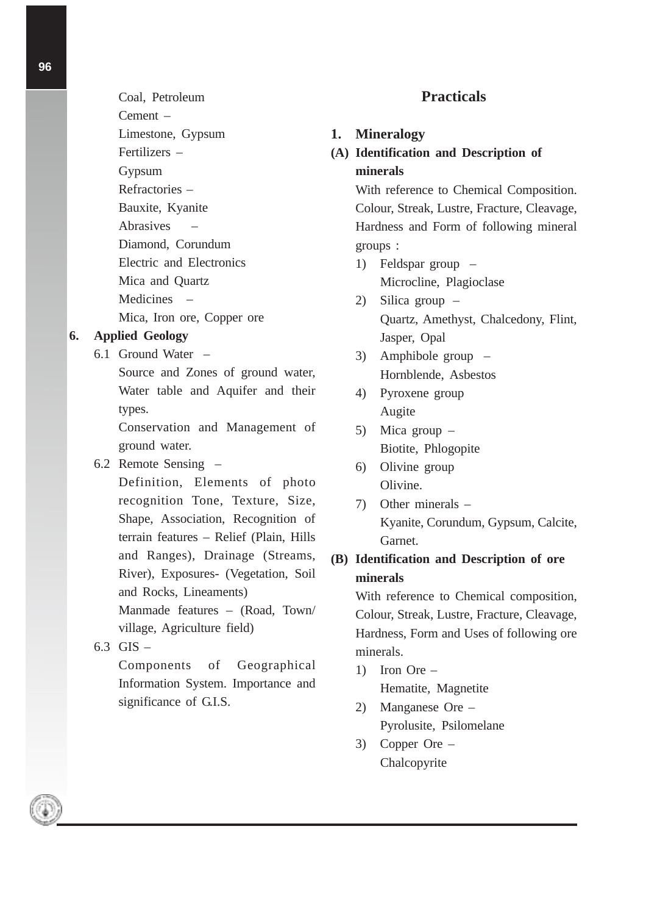Coal, Petroleum

Cement –

Limestone, Gypsum

Fertilizers –

Gypsum

Refractories –

Bauxite, Kyanite

Abrasives –

Diamond, Corundum

Electric and Electronics

Mica and Quartz

Medicines –

Mica, Iron ore, Copper ore

**6. Applied Geology**

6.1 Ground Water –

Source and Zones of ground water, Water table and Aquifer and their types.

Conservation and Management of ground water.

6.2 Remote Sensing –

Definition, Elements of photo recognition Tone, Texture, Size, Shape, Association, Recognition of terrain features – Relief (Plain, Hills and Ranges), Drainage (Streams, River), Exposures- (Vegetation, Soil and Rocks, Lineaments)

Manmade features – (Road, Town/ village, Agriculture field)

6.3 GIS –

Components of Geographical Information System. Importance and significance of G.I.S.

## Practicals

**1. Mineralogy**

**(A) Identification and Description of minerals**

With reference to Chemical Composition. Colour, Streak, Lustre, Fracture, Cleavage, Hardness and Form of following mineral groups :

1) Feldspar group –
   Microcline, Plagioclase
2) Silica group –
   Quartz, Amethyst, Chalcedony, Flint, Jasper, Opal
3) Amphibole group –
   Hornblende, Asbestos
4) Pyroxene group
   Augite
5) Mica group –
   Biotite, Phlogopite
6) Olivine group
   Olivine.
7) Other minerals –
   Kyanite, Corundum, Gypsum, Calcite, Garnet.

**(B) Identification and Description of ore minerals**

With reference to Chemical composition, Colour, Streak, Lustre, Fracture, Cleavage, Hardness, Form and Uses of following ore minerals.

1) Iron Ore –
   Hematite, Magnetite
2) Manganese Ore –
   Pyrolusite, Psilomelane
3) Copper Ore –
   Chalcopyrite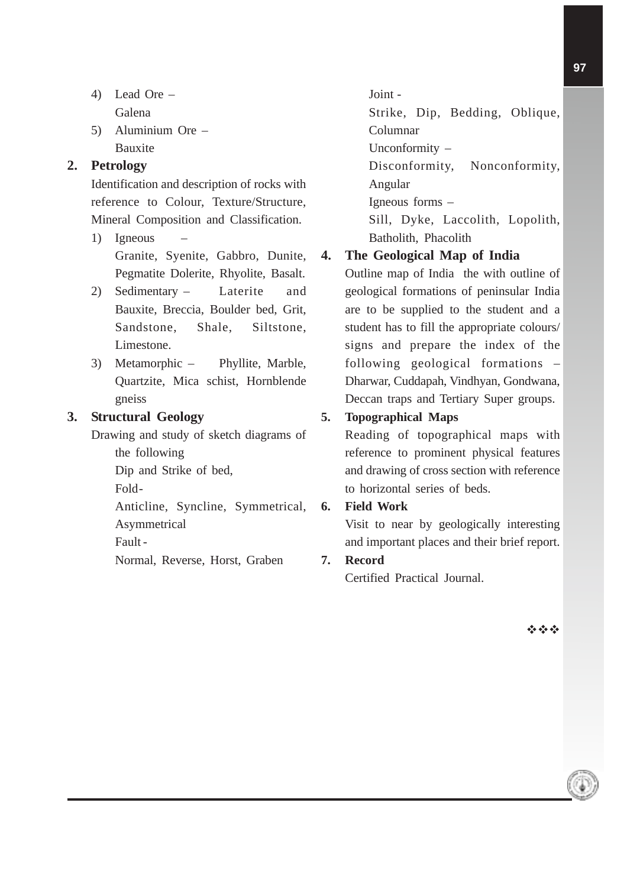4) Lead Ore –
   Galena
5) Aluminium Ore –
   Bauxite

**2. Petrology**

Identification and description of rocks with reference to Colour, Texture/Structure, Mineral Composition and Classification.

1) Igneous –
   Granite, Syenite, Gabbro, Dunite, Pegmatite Dolerite, Rhyolite, Basalt.
2) Sedimentary – Laterite and Bauxite, Breccia, Boulder bed, Grit, Sandstone, Shale, Siltstone, Limestone.
3) Metamorphic – Phyllite, Marble, Quartzite, Mica schist, Hornblende gneiss

**3. Structural Geology**

Drawing and study of sketch diagrams of the following

Dip and Strike of bed,

Fold-
Anticline, Syncline, Symmetrical, Asymmetrical

Fault -
Normal, Reverse, Horst, Graben

Joint -
Strike, Dip, Bedding, Oblique, Columnar

Unconformity –
Disconformity, Nonconformity, Angular

Igneous forms –
Sill, Dyke, Laccolith, Lopolith, Batholith, Phacolith

**4. The Geological Map of India**

Outline map of India the with outline of geological formations of peninsular India are to be supplied to the student and a student has to fill the appropriate colours/ signs and prepare the index of the following geological formations – Dharwar, Cuddapah, Vindhyan, Gondwana, Deccan traps and Tertiary Super groups.

**5. Topographical Maps**

Reading of topographical maps with reference to prominent physical features and drawing of cross section with reference to horizontal series of beds.

**6. Field Work**

Visit to near by geologically interesting and important places and their brief report.

**7. Record**

Certified Practical Journal.

❖❖❖